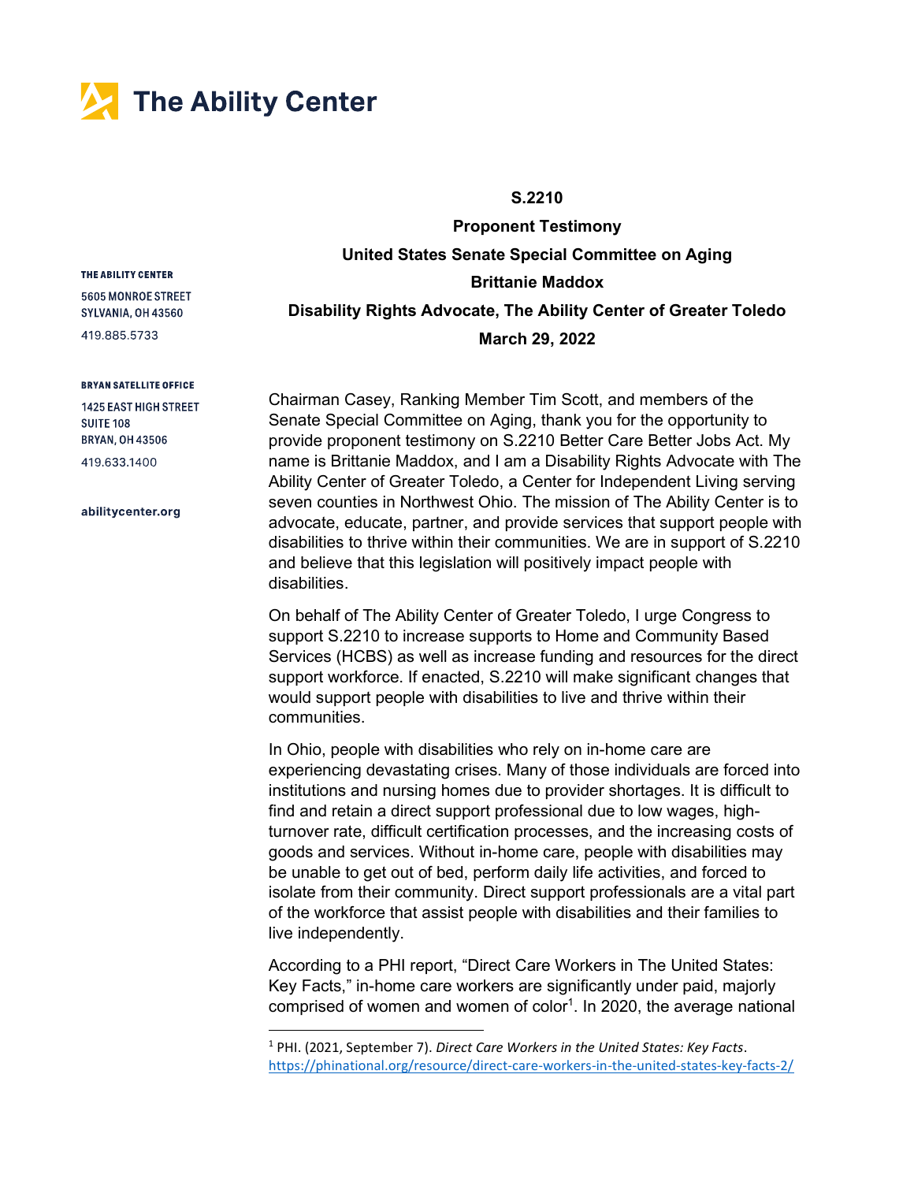# The Ability Center

**THE ABILITY CENTER**
5605 MONROE STREET
SYLVANIA, OH 43560
419.885.5733

**BRYAN SATELLITE OFFICE**
1425 EAST HIGH STREET
SUITE 108
BRYAN, OH 43506
419.633.1400

**abilitycenter.org**

**S.2210**

**Proponent Testimony**

**United States Senate Special Committee on Aging**

**Brittanie Maddox**

**Disability Rights Advocate, The Ability Center of Greater Toledo**

**March 29, 2022**

Chairman Casey, Ranking Member Tim Scott, and members of the Senate Special Committee on Aging, thank you for the opportunity to provide proponent testimony on S.2210 Better Care Better Jobs Act. My name is Brittanie Maddox, and I am a Disability Rights Advocate with The Ability Center of Greater Toledo, a Center for Independent Living serving seven counties in Northwest Ohio. The mission of The Ability Center is to advocate, educate, partner, and provide services that support people with disabilities to thrive within their communities. We are in support of S.2210 and believe that this legislation will positively impact people with disabilities.

On behalf of The Ability Center of Greater Toledo, I urge Congress to support S.2210 to increase supports to Home and Community Based Services (HCBS) as well as increase funding and resources for the direct support workforce. If enacted, S.2210 will make significant changes that would support people with disabilities to live and thrive within their communities.

In Ohio, people with disabilities who rely on in-home care are experiencing devastating crises. Many of those individuals are forced into institutions and nursing homes due to provider shortages. It is difficult to find and retain a direct support professional due to low wages, high-turnover rate, difficult certification processes, and the increasing costs of goods and services. Without in-home care, people with disabilities may be unable to get out of bed, perform daily life activities, and forced to isolate from their community. Direct support professionals are a vital part of the workforce that assist people with disabilities and their families to live independently.

According to a PHI report, "Direct Care Workers in The United States: Key Facts," in-home care workers are significantly under paid, majorly comprised of women and women of color[1]. In 2020, the average national

---

[1] PHI. (2021, September 7). *Direct Care Workers in the United States: Key Facts*. https://phinational.org/resource/direct-care-workers-in-the-united-states-key-facts-2/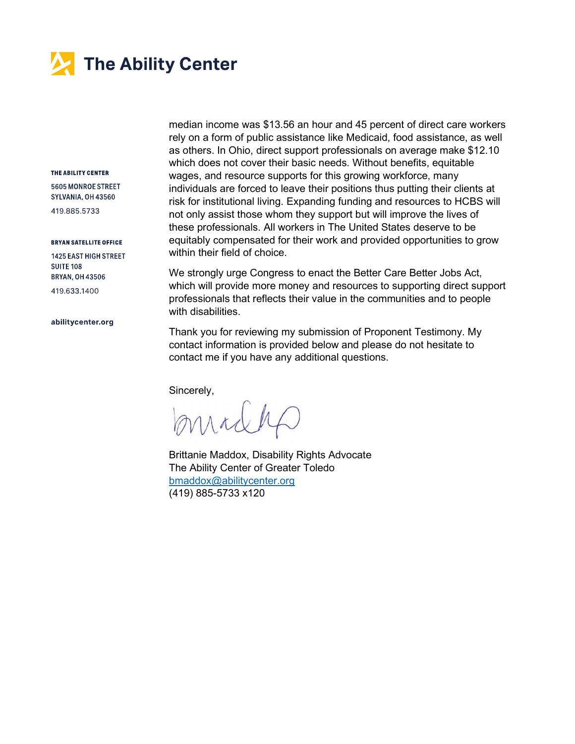# The Ability Center

**THE ABILITY CENTER**
5605 MONROE STREET
SYLVANIA, OH 43560
419.885.5733

**BRYAN SATELLITE OFFICE**
1425 EAST HIGH STREET
SUITE 108
BRYAN, OH 43506
419.633.1400

**abilitycenter.org**

median income was $13.56 an hour and 45 percent of direct care workers rely on a form of public assistance like Medicaid, food assistance, as well as others. In Ohio, direct support professionals on average make $12.10 which does not cover their basic needs. Without benefits, equitable wages, and resource supports for this growing workforce, many individuals are forced to leave their positions thus putting their clients at risk for institutional living. Expanding funding and resources to HCBS will not only assist those whom they support but will improve the lives of these professionals. All workers in The United States deserve to be equitably compensated for their work and provided opportunities to grow within their field of choice.

We strongly urge Congress to enact the Better Care Better Jobs Act, which will provide more money and resources to supporting direct support professionals that reflects their value in the communities and to people with disabilities.

Thank you for reviewing my submission of Proponent Testimony. My contact information is provided below and please do not hesitate to contact me if you have any additional questions.

Sincerely,

Brittanie Maddox, Disability Rights Advocate
The Ability Center of Greater Toledo
bmaddox@abilitycenter.org
(419) 885-5733 x120